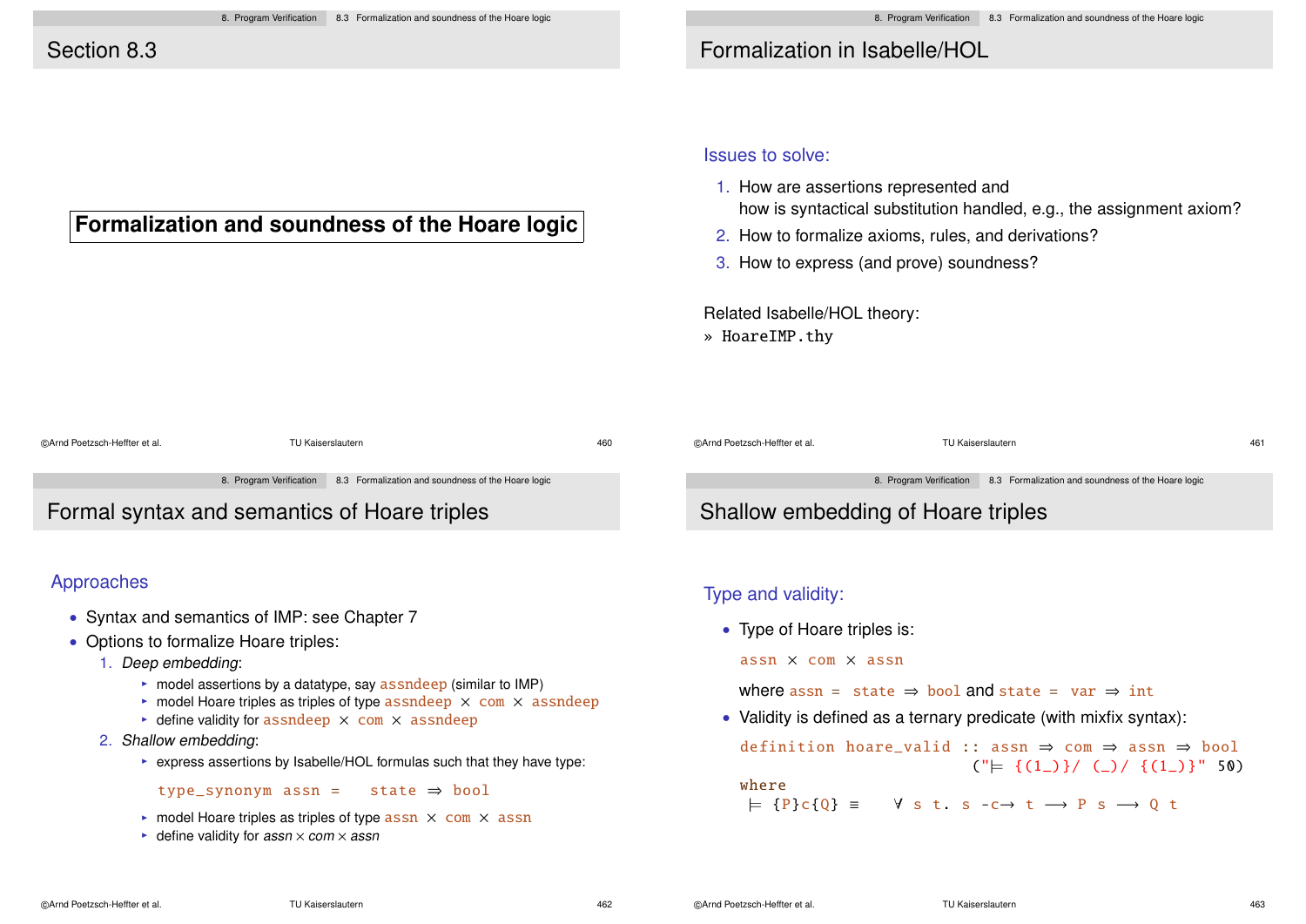## Section 8.3

**Formalization and soundness of the Hoare logic**

## Formalization in Isabelle/HOL

### Issues to solve:

1. How are assertions represented and how is syntactical substitution handled, e.g., the assignment axiom?
2. How to formalize axioms, rules, and derivations?
3. How to express (and prove) soundness?

Related Isabelle/HOL theory:
» `HoareIMP.thy`

## Formal syntax and semantics of Hoare triples

### Approaches

- Syntax and semantics of IMP: see Chapter 7
- Options to formalize Hoare triples:
  1. *Deep embedding*:
     - model assertions by a datatype, say `assndeep` (similar to IMP)
     - model Hoare triples as triples of type `assndeep × com × assndeep`
     - define validity for `assndeep × com × assndeep`
  2. *Shallow embedding*:
     - express assertions by Isabelle/HOL formulas such that they have type:

       ```
       type_synonym assn =   state ⇒ bool
       ```

     - model Hoare triples as triples of type `assn × com × assn`
     - define validity for *assn* × *com* × *assn*

## Shallow embedding of Hoare triples

### Type and validity:

- Type of Hoare triples is:

  `assn × com × assn`

  where `assn = state ⇒ bool` and `state = var ⇒ int`

- Validity is defined as a ternary predicate (with mixfix syntax):

  ```
  definition hoare_valid :: assn ⇒ com ⇒ assn ⇒ bool
                              ("⊨ {(1_)}/ (_)/ {(1_)}" 50)
  where
   ⊨ {P}c{Q} ≡   ∀ s t. s -c→ t ⟶ P s ⟶ Q t
  ```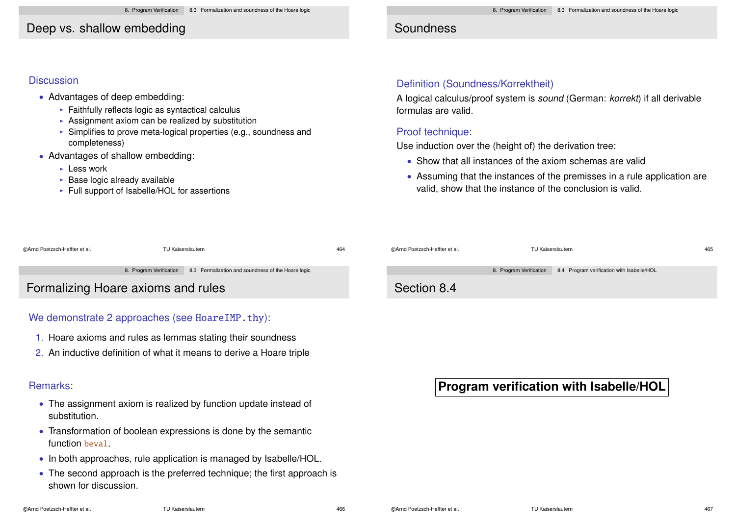## Deep vs. shallow embedding

### Discussion

- Advantages of deep embedding:
  - Faithfully reflects logic as syntactical calculus
  - Assignment axiom can be realized by substitution
  - Simplifies to prove meta-logical properties (e.g., soundness and completeness)
- Advantages of shallow embedding:
  - Less work
  - Base logic already available
  - Full support of Isabelle/HOL for assertions

## Soundness

### Definition (Soundness/Korrektheit)

A logical calculus/proof system is *sound* (German: *korrekt*) if all derivable formulas are valid.

### Proof technique:

Use induction over the (height of) the derivation tree:

- Show that all instances of the axiom schemas are valid
- Assuming that the instances of the premisses in a rule application are valid, show that the instance of the conclusion is valid.

## Formalizing Hoare axioms and rules

### We demonstrate 2 approaches (see `HoareIMP.thy`):

1. Hoare axioms and rules as lemmas stating their soundness
2. An inductive definition of what it means to derive a Hoare triple

### Remarks:

- The assignment axiom is realized by function update instead of substitution.
- Transformation of boolean expressions is done by the semantic function `beval`.
- In both approaches, rule application is managed by Isabelle/HOL.
- The second approach is the preferred technique; the first approach is shown for discussion.

## Section 8.4

**Program verification with Isabelle/HOL**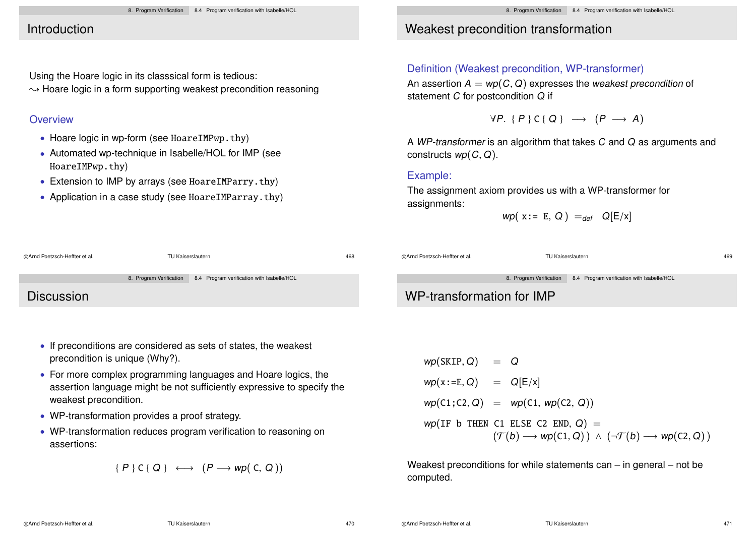## Introduction

Using the Hoare logic in its classsical form is tedious:
$\leadsto$ Hoare logic in a form supporting weakest precondition reasoning

### Overview

- Hoare logic in wp-form (see `HoareIMPwp.thy`)
- Automated wp-technique in Isabelle/HOL for IMP (see `HoareIMPwp.thy`)
- Extension to IMP by arrays (see `HoareIMParry.thy`)
- Application in a case study (see `HoareIMParray.thy`)

## Weakest precondition transformation

### Definition (Weakest precondition, WP-transformer)

An assertion $A = wp(C, Q)$ expresses the *weakest precondition* of statement $C$ for postcondition $Q$ if

$$\forall P.\ \{\, P \,\}\ \mathtt{C}\ \{\, Q \,\} \ \longrightarrow\ (P \longrightarrow A)$$

A *WP-transformer* is an algorithm that takes $C$ and $Q$ as arguments and constructs $wp(C, Q)$.

### Example:

The assignment axiom provides us with a WP-transformer for assignments:

$$wp(\ \mathtt{x:=\ E},\ Q\ ) \ =_{def}\ \ Q[\mathtt{E}/\mathtt{x}]$$

## Discussion

- If preconditions are considered as sets of states, the weakest precondition is unique (Why?).
- For more complex programming languages and Hoare logics, the assertion language might be not sufficiently expressive to specify the weakest precondition.
- WP-transformation provides a proof strategy.
- WP-transformation reduces program verification to reasoning on assertions:

$$\{\ P\ \}\ \mathtt{C}\ \{\ Q\ \} \ \longleftrightarrow\ \ (P \longrightarrow wp(\ \mathtt{C},\ Q\ ))$$

## WP-transformation for IMP

$$wp(\mathtt{SKIP}, Q) \ = \ Q$$

$$wp(\mathtt{x:=E}, Q) \ = \ Q[\mathtt{E}/\mathtt{x}]$$

$$wp(\mathtt{C1;C2}, Q) \ = \ wp(\mathtt{C1},\ wp(\mathtt{C2},\ Q))$$

$$wp(\mathtt{IF\ b\ THEN\ C1\ ELSE\ C2\ END},\ Q) \ = \ (\mathcal{T}(b) \longrightarrow wp(\mathtt{C1}, Q)\,) \ \wedge\ (\neg\mathcal{T}(b) \longrightarrow wp(\mathtt{C2}, Q)\,)$$

Weakest preconditions for while statements can – in general – not be computed.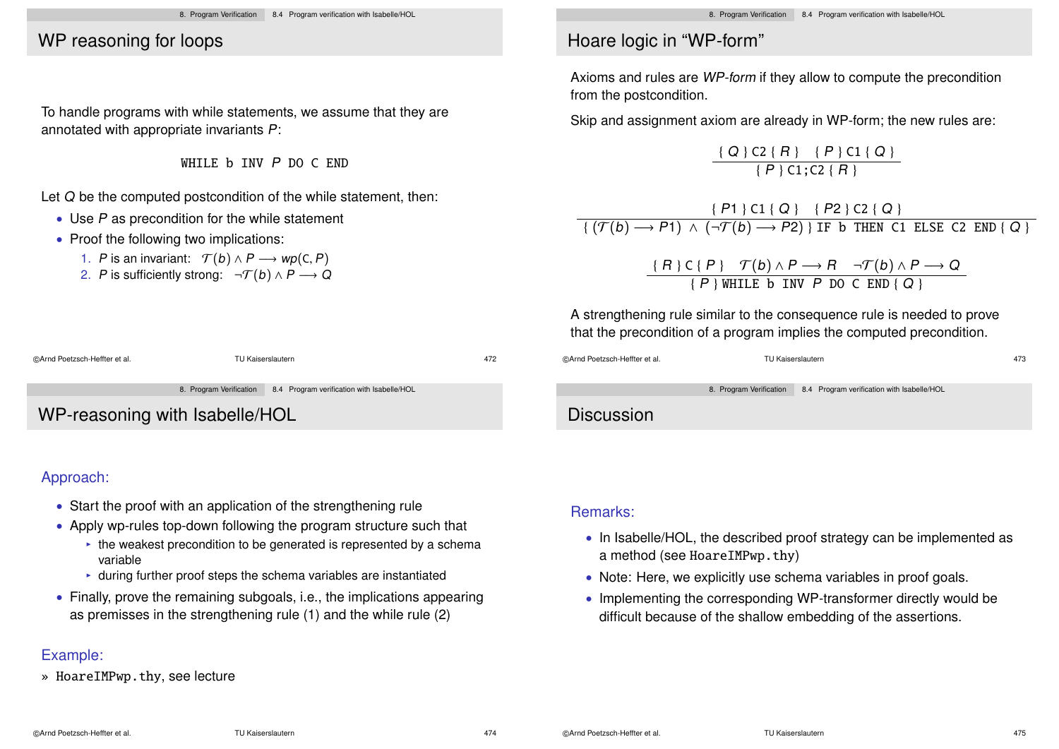## WP reasoning for loops

To handle programs with while statements, we assume that they are annotated with appropriate invariants $P$:

WHILE b INV $P$ DO C END

Let $Q$ be the computed postcondition of the while statement, then:

- Use $P$ as precondition for the while statement
- Proof the following two implications:
  1. $P$ is an invariant: $\mathcal{T}(b) \wedge P \longrightarrow wp(C, P)$
  2. $P$ is sufficiently strong: $\neg\mathcal{T}(b) \wedge P \longrightarrow Q$

## Hoare logic in "WP-form"

Axioms and rules are *WP-form* if they allow to compute the precondition from the postcondition.

Skip and assignment axiom are already in WP-form; the new rules are:

$$\frac{\{\, Q \,\}\ \texttt{C2}\ \{\, R \,\} \quad \{\, P \,\}\ \texttt{C1}\ \{\, Q \,\}}{\{\, P \,\}\ \texttt{C1;C2}\ \{\, R \,\}}$$

$$\frac{\{\, P1 \,\}\ \texttt{C1}\ \{\, Q \,\} \quad \{\, P2 \,\}\ \texttt{C2}\ \{\, Q \,\}}{\{\, (\mathcal{T}(b) \longrightarrow P1) \wedge (\neg\mathcal{T}(b) \longrightarrow P2) \,\}\ \texttt{IF b THEN C1 ELSE C2 END}\ \{\, Q \,\}}$$

$$\frac{\{\, R \,\}\ \texttt{C}\ \{\, P \,\} \quad \mathcal{T}(b) \wedge P \longrightarrow R \quad \neg\mathcal{T}(b) \wedge P \longrightarrow Q}{\{\, P \,\}\ \texttt{WHILE b INV}\ P\ \texttt{DO C END}\ \{\, Q \,\}}$$

A strengthening rule similar to the consequence rule is needed to prove that the precondition of a program implies the computed precondition.

## WP-reasoning with Isabelle/HOL

### Approach:

- Start the proof with an application of the strengthening rule
- Apply wp-rules top-down following the program structure such that
  - the weakest precondition to be generated is represented by a schema variable
  - during further proof steps the schema variables are instantiated
- Finally, prove the remaining subgoals, i.e., the implications appearing as premisses in the strengthening rule (1) and the while rule (2)

### Example:

» `HoareIMPwp.thy`, see lecture

## Discussion

### Remarks:

- In Isabelle/HOL, the described proof strategy can be implemented as a method (see `HoareIMPwp.thy`)
- Note: Here, we explicitly use schema variables in proof goals.
- Implementing the corresponding WP-transformer directly would be difficult because of the shallow embedding of the assertions.